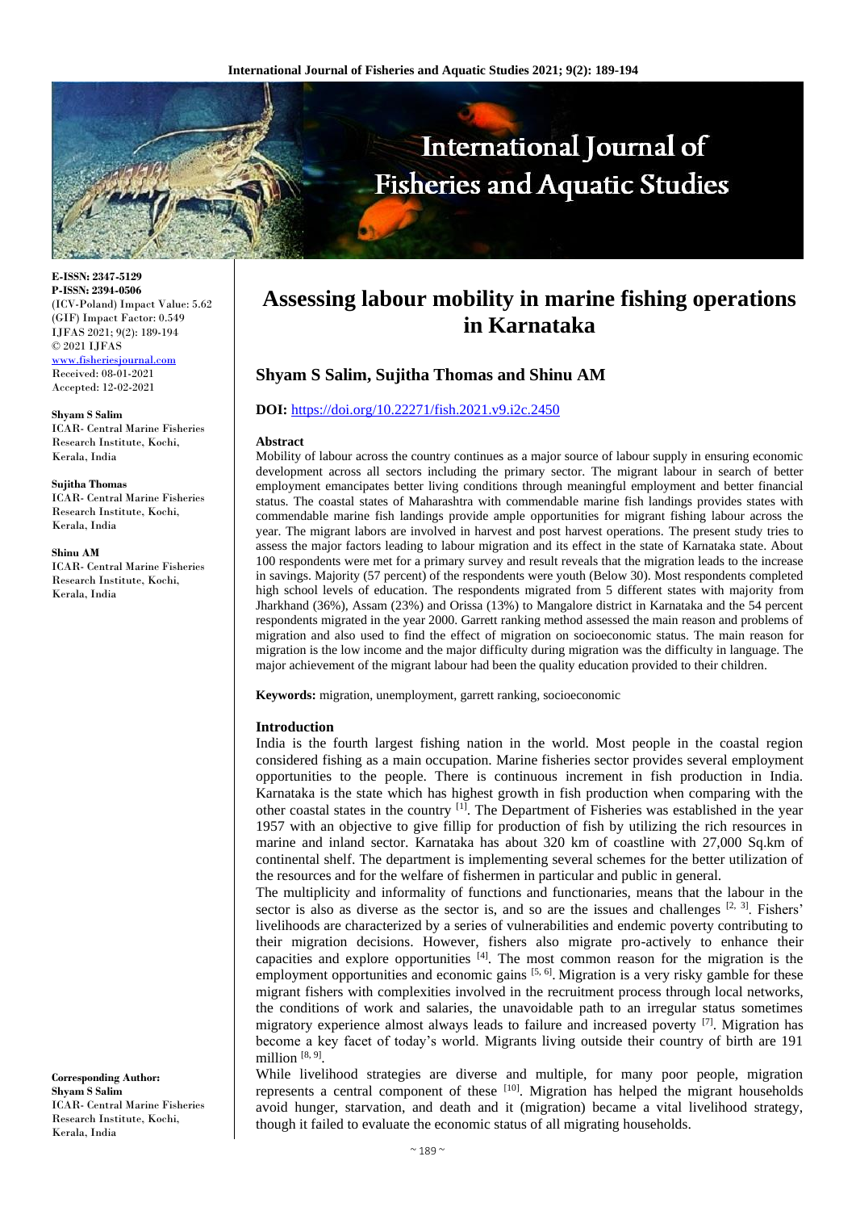# Assessing labour mobility in marine fishing operations in Karnataka

## Shyam S Salim, Sujitha Thomas and Shinu AM

**DOI:** https://doi.org/10.22271/fish.2021.v9.i2c.2450

E-ISSN: 2347-5129
P-ISSN: 2394-0506
(ICV-Poland) Impact Value: 5.62
(GIF) Impact Factor: 0.549
IJFAS 2021; 9(2): 189-194
© 2021 IJFAS
www.fisheriesjournal.com
Received: 08-01-2021
Accepted: 12-02-2021

**Shyam S Salim**
ICAR- Central Marine Fisheries Research Institute, Kochi, Kerala, India

**Sujitha Thomas**
ICAR- Central Marine Fisheries Research Institute, Kochi, Kerala, India

**Shinu AM**
ICAR- Central Marine Fisheries Research Institute, Kochi, Kerala, India

**Corresponding Author:**
**Shyam S Salim**
ICAR- Central Marine Fisheries Research Institute, Kochi, Kerala, India

### Abstract

Mobility of labour across the country continues as a major source of labour supply in ensuring economic development across all sectors including the primary sector. The migrant labour in search of better employment emancipates better living conditions through meaningful employment and better financial status. The coastal states of Maharashtra with commendable marine fish landings provides states with commendable marine fish landings provide ample opportunities for migrant fishing labour across the year. The migrant labors are involved in harvest and post harvest operations. The present study tries to assess the major factors leading to labour migration and its effect in the state of Karnataka state. About 100 respondents were met for a primary survey and result reveals that the migration leads to the increase in savings. Majority (57 percent) of the respondents were youth (Below 30). Most respondents completed high school levels of education. The respondents migrated from 5 different states with majority from Jharkhand (36%), Assam (23%) and Orissa (13%) to Mangalore district in Karnataka and the 54 percent respondents migrated in the year 2000. Garrett ranking method assessed the main reason and problems of migration and also used to find the effect of migration on socioeconomic status. The main reason for migration is the low income and the major difficulty during migration was the difficulty in language. The major achievement of the migrant labour had been the quality education provided to their children.

**Keywords:** migration, unemployment, garrett ranking, socioeconomic

### Introduction

India is the fourth largest fishing nation in the world. Most people in the coastal region considered fishing as a main occupation. Marine fisheries sector provides several employment opportunities to the people. There is continuous increment in fish production in India. Karnataka is the state which has highest growth in fish production when comparing with the other coastal states in the country [1]. The Department of Fisheries was established in the year 1957 with an objective to give fillip for production of fish by utilizing the rich resources in marine and inland sector. Karnataka has about 320 km of coastline with 27,000 Sq.km of continental shelf. The department is implementing several schemes for the better utilization of the resources and for the welfare of fishermen in particular and public in general.

The multiplicity and informality of functions and functionaries, means that the labour in the sector is also as diverse as the sector is, and so are the issues and challenges [2, 3]. Fishers' livelihoods are characterized by a series of vulnerabilities and endemic poverty contributing to their migration decisions. However, fishers also migrate pro-actively to enhance their capacities and explore opportunities [4]. The most common reason for the migration is the employment opportunities and economic gains [5, 6]. Migration is a very risky gamble for these migrant fishers with complexities involved in the recruitment process through local networks, the conditions of work and salaries, the unavoidable path to an irregular status sometimes migratory experience almost always leads to failure and increased poverty [7]. Migration has become a key facet of today's world. Migrants living outside their country of birth are 191 million [8, 9].

While livelihood strategies are diverse and multiple, for many poor people, migration represents a central component of these [10]. Migration has helped the migrant households avoid hunger, starvation, and death and it (migration) became a vital livelihood strategy, though it failed to evaluate the economic status of all migrating households.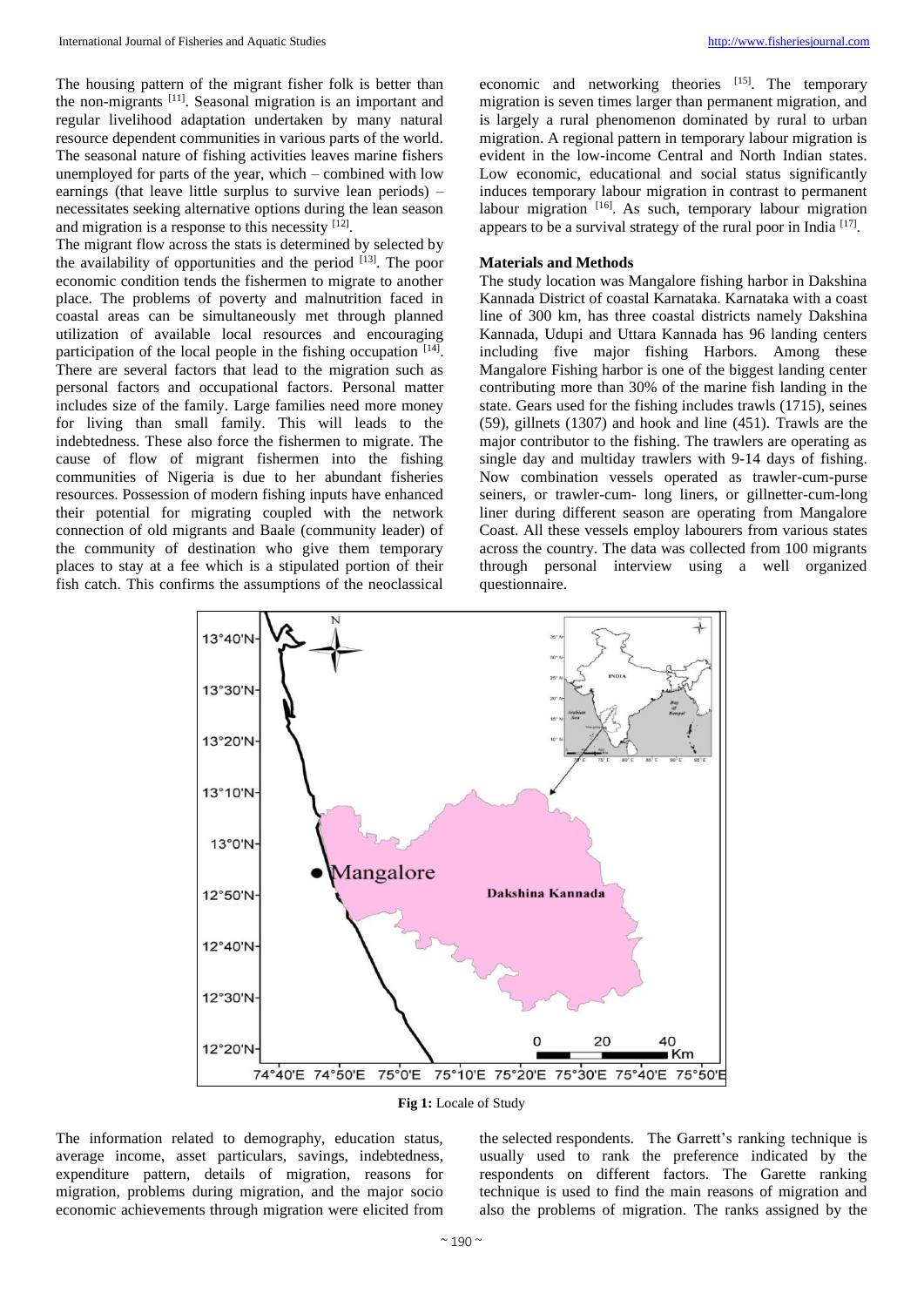The housing pattern of the migrant fisher folk is better than the non-migrants [11]. Seasonal migration is an important and regular livelihood adaptation undertaken by many natural resource dependent communities in various parts of the world. The seasonal nature of fishing activities leaves marine fishers unemployed for parts of the year, which – combined with low earnings (that leave little surplus to survive lean periods) – necessitates seeking alternative options during the lean season and migration is a response to this necessity [12].

The migrant flow across the stats is determined by selected by the availability of opportunities and the period [13]. The poor economic condition tends the fishermen to migrate to another place. The problems of poverty and malnutrition faced in coastal areas can be simultaneously met through planned utilization of available local resources and encouraging participation of the local people in the fishing occupation [14]. There are several factors that lead to the migration such as personal factors and occupational factors. Personal matter includes size of the family. Large families need more money for living than small family. This will leads to the indebtedness. These also force the fishermen to migrate. The cause of flow of migrant fishermen into the fishing communities of Nigeria is due to her abundant fisheries resources. Possession of modern fishing inputs have enhanced their potential for migrating coupled with the network connection of old migrants and Baale (community leader) of the community of destination who give them temporary places to stay at a fee which is a stipulated portion of their fish catch. This confirms the assumptions of the neoclassical economic and networking theories [15]. The temporary migration is seven times larger than permanent migration, and is largely a rural phenomenon dominated by rural to urban migration. A regional pattern in temporary labour migration is evident in the low-income Central and North Indian states. Low economic, educational and social status significantly induces temporary labour migration in contrast to permanent labour migration [16]. As such, temporary labour migration appears to be a survival strategy of the rural poor in India [17].

## Materials and Methods

The study location was Mangalore fishing harbor in Dakshina Kannada District of coastal Karnataka. Karnataka with a coast line of 300 km, has three coastal districts namely Dakshina Kannada, Udupi and Uttara Kannada has 96 landing centers including five major fishing Harbors. Among these Mangalore Fishing harbor is one of the biggest landing center contributing more than 30% of the marine fish landing in the state. Gears used for the fishing includes trawls (1715), seines (59), gillnets (1307) and hook and line (451). Trawls are the major contributor to the fishing. The trawlers are operating as single day and multiday trawlers with 9-14 days of fishing. Now combination vessels operated as trawler-cum-purse seiners, or trawler-cum- long liners, or gillnetter-cum-long liner during different season are operating from Mangalore Coast. All these vessels employ labourers from various states across the country. The data was collected from 100 migrants through personal interview using a well organized questionnaire.

**Fig 1:** Locale of Study

The information related to demography, education status, average income, asset particulars, savings, indebtedness, expenditure pattern, details of migration, reasons for migration, problems during migration, and the major socio economic achievements through migration were elicited from the selected respondents. The Garrett's ranking technique is usually used to rank the preference indicated by the respondents on different factors. The Garette ranking technique is used to find the main reasons of migration and also the problems of migration. The ranks assigned by the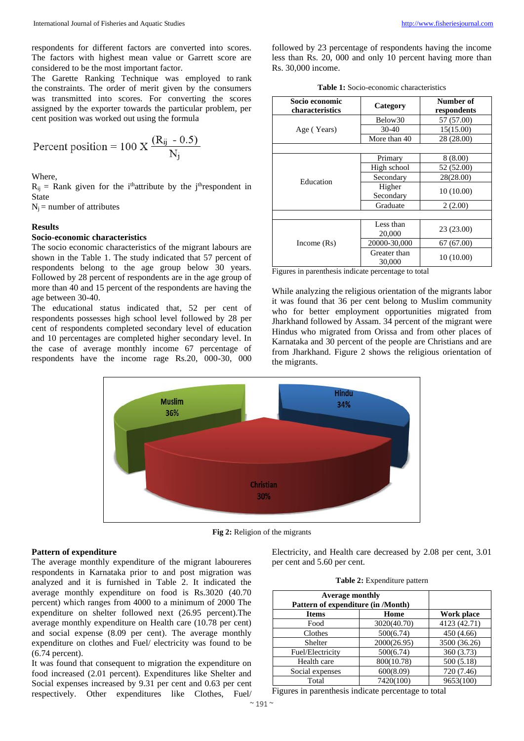respondents for different factors are converted into scores. The factors with highest mean value or Garrett score are considered to be the most important factor.

The Garette Ranking Technique was employed to rank the constraints. The order of merit given by the consumers was transmitted into scores. For converting the scores assigned by the exporter towards the particular problem, per cent position was worked out using the formula

$$\text{Percent position} = 100 \text{ X } \frac{(R_{ij} - 0.5)}{N_j}$$

Where,

$R_{ij}$ = Rank given for the $i^{th}$attribute by the $j^{th}$respondent in State

$N_j$ = number of attributes

### Results

#### Socio-economic characteristics

The socio economic characteristics of the migrant labours are shown in the Table 1. The study indicated that 57 percent of respondents belong to the age group below 30 years. Followed by 28 percent of respondents are in the age group of more than 40 and 15 percent of the respondents are having the age between 30-40.

The educational status indicated that, 52 per cent of respondents possesses high school level followed by 28 per cent of respondents completed secondary level of education and 10 percentages are completed higher secondary level. In the case of average monthly income 67 percentage of respondents have the income rage Rs.20, 000-30, 000 followed by 23 percentage of respondents having the income less than Rs. 20, 000 and only 10 percent having more than Rs. 30,000 income.

**Table 1:** Socio-economic characteristics

| Socio economic characteristics | Category | Number of respondents |
|---|---|---|
| Age ( Years) | Below30 | 57 (57.00) |
| | 30-40 | 15(15.00) |
| | More than 40 | 28 (28.00) |
| | | |
| Education | Primary | 8 (8.00) |
| | High school | 52 (52.00) |
| | Secondary | 28(28.00) |
| | Higher Secondary | 10 (10.00) |
| | Graduate | 2 (2.00) |
| | | |
| Income (Rs) | Less than 20,000 | 23 (23.00) |
| | 20000-30,000 | 67 (67.00) |
| | Greater than 30,000 | 10 (10.00) |

Figures in parenthesis indicate percentage to total

While analyzing the religious orientation of the migrants labor it was found that 36 per cent belong to Muslim community who for better employment opportunities migrated from Jharkhand followed by Assam. 34 percent of the migrant were Hindus who migrated from Orissa and from other places of Karnataka and 30 percent of the people are Christians and are from Jharkhand. Figure 2 shows the religious orientation of the migrants.

**Fig 2:** Religion of the migrants

#### Pattern of expenditure

The average monthly expenditure of the migrant laboureres respondents in Karnataka prior to and post migration was analyzed and it is furnished in Table 2. It indicated that the average monthly expenditure on food is Rs.3020 (40.70 percent) which ranges from 4000 to a minimum of 2000 The expenditure on shelter followed next (26.95 percent).The average monthly expenditure on Health care (10.78 per cent) and social expense (8.09 per cent). The average monthly expenditure on clothes and Fuel/ electricity was found to be (6.74 percent).

It was found that consequent to migration the expenditure on food increased (2.01 percent). Expenditures like Shelter and Social expenses increased by 9.31 per cent and 0.63 per cent respectively. Other expenditures like Clothes, Fuel/ Electricity, and Health care decreased by 2.08 per cent, 3.01 per cent and 5.60 per cent.

**Table 2:** Expenditure pattern

| Average monthly Pattern of expenditure (in /Month) | | |
|---|---|---|
| **Items** | **Home** | **Work place** |
| Food | 3020(40.70) | 4123 (42.71) |
| Clothes | 500(6.74) | 450 (4.66) |
| Shelter | 2000(26.95) | 3500 (36.26) |
| Fuel/Electricity | 500(6.74) | 360 (3.73) |
| Health care | 800(10.78) | 500 (5.18) |
| Social expenses | 600(8.09) | 720 (7.46) |
| Total | 7420(100) | 9653(100) |

Figures in parenthesis indicate percentage to total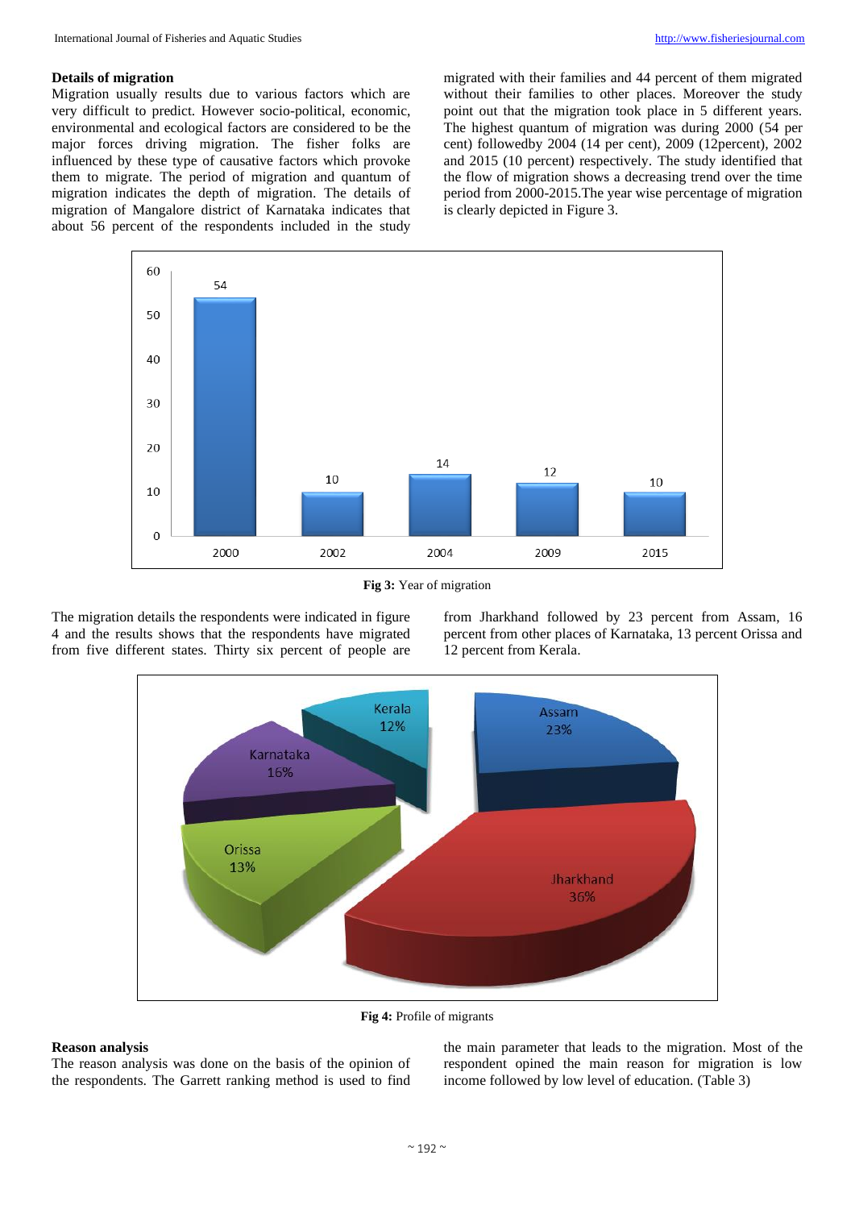**Details of migration**

Migration usually results due to various factors which are very difficult to predict. However socio-political, economic, environmental and ecological factors are considered to be the major forces driving migration. The fisher folks are influenced by these type of causative factors which provoke them to migrate. The period of migration and quantum of migration indicates the depth of migration. The details of migration of Mangalore district of Karnataka indicates that about 56 percent of the respondents included in the study migrated with their families and 44 percent of them migrated without their families to other places. Moreover the study point out that the migration took place in 5 different years. The highest quantum of migration was during 2000 (54 per cent) followedby 2004 (14 per cent), 2009 (12percent), 2002 and 2015 (10 percent) respectively. The study identified that the flow of migration shows a decreasing trend over the time period from 2000-2015.The year wise percentage of migration is clearly depicted in Figure 3.

**Fig 3:** Year of migration

The migration details the respondents were indicated in figure 4 and the results shows that the respondents have migrated from five different states. Thirty six percent of people are from Jharkhand followed by 23 percent from Assam, 16 percent from other places of Karnataka, 13 percent Orissa and 12 percent from Kerala.

**Fig 4:** Profile of migrants

**Reason analysis**

The reason analysis was done on the basis of the opinion of the respondents. The Garrett ranking method is used to find the main parameter that leads to the migration. Most of the respondent opined the main reason for migration is low income followed by low level of education. (Table 3)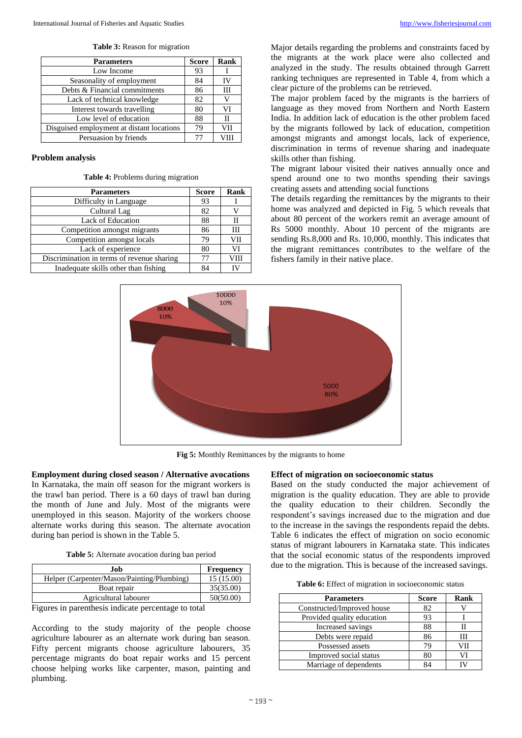**Table 3:** Reason for migration

| Parameters | Score | Rank |
|---|---|---|
| Low Income | 93 | I |
| Seasonality of employment | 84 | IV |
| Debts & Financial commitments | 86 | III |
| Lack of technical knowledge | 82 | V |
| Interest towards travelling | 80 | VI |
| Low level of education | 88 | II |
| Disguised employment at distant locations | 79 | VII |
| Persuasion by friends | 77 | VIII |

### Problem analysis

**Table 4:** Problems during migration

| Parameters | Score | Rank |
|---|---|---|
| Difficulty in Language | 93 | I |
| Cultural Lag | 82 | V |
| Lack of Education | 88 | II |
| Competition amongst migrants | 86 | III |
| Competition amongst locals | 79 | VII |
| Lack of experience | 80 | VI |
| Discrimination in terms of revenue sharing | 77 | VIII |
| Inadequate skills other than fishing | 84 | IV |

Major details regarding the problems and constraints faced by the migrants at the work place were also collected and analyzed in the study. The results obtained through Garrett ranking techniques are represented in Table 4, from which a clear picture of the problems can be retrieved.

The major problem faced by the migrants is the barriers of language as they moved from Northern and North Eastern India. In addition lack of education is the other problem faced by the migrants followed by lack of education, competition amongst migrants and amongst locals, lack of experience, discrimination in terms of revenue sharing and inadequate skills other than fishing.

The migrant labour visited their natives annually once and spend around one to two months spending their savings creating assets and attending social functions

The details regarding the remittances by the migrants to their home was analyzed and depicted in Fig. 5 which reveals that about 80 percent of the workers remit an average amount of Rs 5000 monthly. About 10 percent of the migrants are sending Rs.8,000 and Rs. 10,000, monthly. This indicates that the migrant remittances contributes to the welfare of the fishers family in their native place.

**Fig 5:** Monthly Remittances by the migrants to home

### Employment during closed season / Alternative avocations

In Karnataka, the main off season for the migrant workers is the trawl ban period. There is a 60 days of trawl ban during the month of June and July. Most of the migrants were unemployed in this season. Majority of the workers choose alternate works during this season. The alternate avocation during ban period is shown in the Table 5.

**Table 5:** Alternate avocation during ban period

| Job | Frequency |
|---|---|
| Helper (Carpenter/Mason/Painting/Plumbing) | 15 (15.00) |
| Boat repair | 35(35.00) |
| Agricultural labourer | 50(50.00) |

Figures in parenthesis indicate percentage to total

According to the study majority of the people choose agriculture labourer as an alternate work during ban season. Fifty percent migrants choose agriculture labourers, 35 percentage migrants do boat repair works and 15 percent choose helping works like carpenter, mason, painting and plumbing.

### Effect of migration on socioeconomic status

Based on the study conducted the major achievement of migration is the quality education. They are able to provide the quality education to their children. Secondly the respondent's savings increased due to the migration and due to the increase in the savings the respondents repaid the debts. Table 6 indicates the effect of migration on socio economic status of migrant labourers in Karnataka state. This indicates that the social economic status of the respondents improved due to the migration. This is because of the increased savings.

**Table 6:** Effect of migration in socioeconomic status

| Parameters | Score | Rank |
|---|---|---|
| Constructed/Improved house | 82 | V |
| Provided quality education | 93 | I |
| Increased savings | 88 | II |
| Debts were repaid | 86 | III |
| Possessed assets | 79 | VII |
| Improved social status | 80 | VI |
| Marriage of dependents | 84 | IV |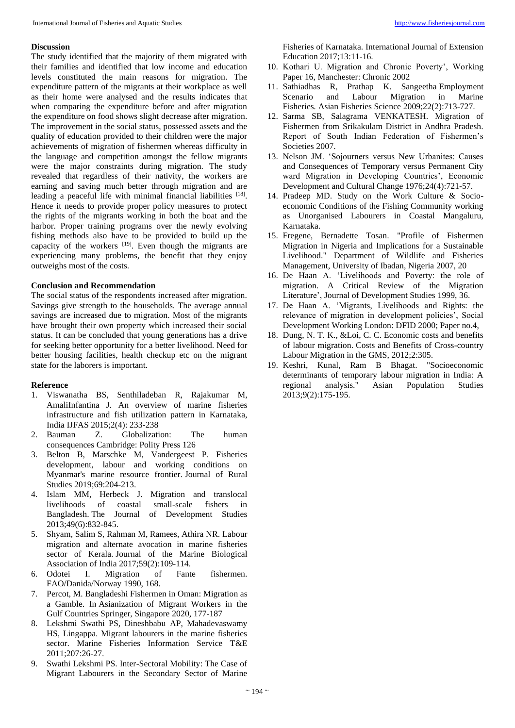### Discussion

The study identified that the majority of them migrated with their families and identified that low income and education levels constituted the main reasons for migration. The expenditure pattern of the migrants at their workplace as well as their home were analysed and the results indicates that when comparing the expenditure before and after migration the expenditure on food shows slight decrease after migration. The improvement in the social status, possessed assets and the quality of education provided to their children were the major achievements of migration of fishermen whereas difficulty in the language and competition amongst the fellow migrants were the major constraints during migration. The study revealed that regardless of their nativity, the workers are earning and saving much better through migration and are leading a peaceful life with minimal financial liabilities [18]. Hence it needs to provide proper policy measures to protect the rights of the migrants working in both the boat and the harbor. Proper training programs over the newly evolving fishing methods also have to be provided to build up the capacity of the workers [19]. Even though the migrants are experiencing many problems, the benefit that they enjoy outweighs most of the costs.

### Conclusion and Recommendation

The social status of the respondents increased after migration. Savings give strength to the households. The average annual savings are increased due to migration. Most of the migrants have brought their own property which increased their social status. It can be concluded that young generations has a drive for seeking better opportunity for a better livelihood. Need for better housing facilities, health checkup etc on the migrant state for the laborers is important.

### Reference

1. Viswanatha BS, Senthiladeban R, Rajakumar M, AmaliInfantina J. An overview of marine fisheries infrastructure and fish utilization pattern in Karnataka, India IJFAS 2015;2(4): 233-238
2. Bauman Z. Globalization: The human consequences Cambridge: Polity Press 126
3. Belton B, Marschke M, Vandergeest P. Fisheries development, labour and working conditions on Myanmar's marine resource frontier. Journal of Rural Studies 2019;69:204-213.
4. Islam MM, Herbeck J. Migration and translocal livelihoods of coastal small-scale fishers in Bangladesh. The Journal of Development Studies 2013;49(6):832-845.
5. Shyam, Salim S, Rahman M, Ramees, Athira NR. Labour migration and alternate avocation in marine fisheries sector of Kerala. Journal of the Marine Biological Association of India 2017;59(2):109-114.
6. Odotei I. Migration of Fante fishermen. FAO/Danida/Norway 1990, 168.
7. Percot, M. Bangladeshi Fishermen in Oman: Migration as a Gamble. In Asianization of Migrant Workers in the Gulf Countries Springer, Singapore 2020, 177-187
8. Lekshmi Swathi PS, Dineshbabu AP, Mahadevaswamy HS, Lingappa. Migrant labourers in the marine fisheries sector. Marine Fisheries Information Service T&E 2011;207:26-27.
9. Swathi Lekshmi PS. Inter-Sectoral Mobility: The Case of Migrant Labourers in the Secondary Sector of Marine Fisheries of Karnataka. International Journal of Extension Education 2017;13:11-16.
10. Kothari U. Migration and Chronic Poverty', Working Paper 16, Manchester: Chronic 2002
11. Sathiadhas R, Prathap K. Sangeetha Employment Scenario and Labour Migration in Marine Fisheries. Asian Fisheries Science 2009;22(2):713-727.
12. Sarma SB, Salagrama VENKATESH. Migration of Fishermen from Srikakulam District in Andhra Pradesh. Report of South Indian Federation of Fishermen's Societies 2007.
13. Nelson JM. 'Sojourners versus New Urbanites: Causes and Consequences of Temporary versus Permanent City ward Migration in Developing Countries', Economic Development and Cultural Change 1976;24(4):721-57.
14. Pradeep MD. Study on the Work Culture & Socio-economic Conditions of the Fishing Community working as Unorganised Labourers in Coastal Mangaluru, Karnataka.
15. Fregene, Bernadette Tosan. "Profile of Fishermen Migration in Nigeria and Implications for a Sustainable Livelihood." Department of Wildlife and Fisheries Management, University of Ibadan, Nigeria 2007, 20
16. De Haan A. 'Livelihoods and Poverty: the role of migration. A Critical Review of the Migration Literature', Journal of Development Studies 1999, 36.
17. De Haan A. 'Migrants, Livelihoods and Rights: the relevance of migration in development policies', Social Development Working London: DFID 2000; Paper no.4,
18. Dung, N. T. K., &Loi, C. C. Economic costs and benefits of labour migration. Costs and Benefits of Cross-country Labour Migration in the GMS, 2012;2:305.
19. Keshri, Kunal, Ram B Bhagat. "Socioeconomic determinants of temporary labour migration in India: A regional analysis." Asian Population Studies 2013;9(2):175-195.